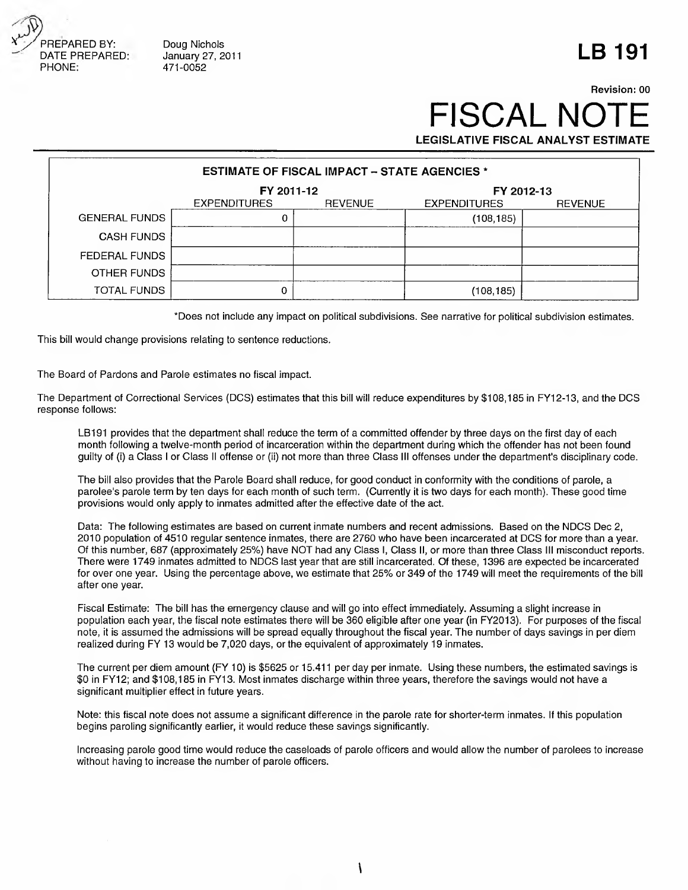PREPARED BY: Doug Nichols
DATE PREPARED: January 27, 2011
PHONE: 471-0052

# LB 191

Revision: 00

# FISCAL NOTE

**LEGISLATIVE FISCAL ANALYST ESTIMATE**

| ESTIMATE OF FISCAL IMPACT – STATE AGENCIES * | | | | |
|---|---|---|---|---|
| | FY 2011-12 | | FY 2012-13 | |
| | EXPENDITURES | REVENUE | EXPENDITURES | REVENUE |
| GENERAL FUNDS | 0 | | (108,185) | |
| CASH FUNDS | | | | |
| FEDERAL FUNDS | | | | |
| OTHER FUNDS | | | | |
| TOTAL FUNDS | 0 | | (108,185) | |

*Does not include any impact on political subdivisions. See narrative for political subdivision estimates.

This bill would change provisions relating to sentence reductions.

The Board of Pardons and Parole estimates no fiscal impact.

The Department of Correctional Services (DCS) estimates that this bill will reduce expenditures by $108,185 in FY12-13, and the DCS response follows:

> LB191 provides that the department shall reduce the term of a committed offender by three days on the first day of each month following a twelve-month period of incarceration within the department during which the offender has not been found guilty of (i) a Class I or Class II offense or (ii) not more than three Class III offenses under the department's disciplinary code.
>
> The bill also provides that the Parole Board shall reduce, for good conduct in conformity with the conditions of parole, a parolee's parole term by ten days for each month of such term. (Currently it is two days for each month). These good time provisions would only apply to inmates admitted after the effective date of the act.
>
> Data: The following estimates are based on current inmate numbers and recent admissions. Based on the NDCS Dec 2, 2010 population of 4510 regular sentence inmates, there are 2760 who have been incarcerated at DCS for more than a year. Of this number, 687 (approximately 25%) have NOT had any Class I, Class II, or more than three Class III misconduct reports. There were 1749 inmates admitted to NDCS last year that are still incarcerated. Of these, 1396 are expected be incarcerated for over one year. Using the percentage above, we estimate that 25% or 349 of the 1749 will meet the requirements of the bill after one year.
>
> Fiscal Estimate: The bill has the emergency clause and will go into effect immediately. Assuming a slight increase in population each year, the fiscal note estimates there will be 360 eligible after one year (in FY2013). For purposes of the fiscal note, it is assumed the admissions will be spread equally throughout the fiscal year. The number of days savings in per diem realized during FY 13 would be 7,020 days, or the equivalent of approximately 19 inmates.
>
> The current per diem amount (FY 10) is $5625 or 15.411 per day per inmate. Using these numbers, the estimated savings is $0 in FY12; and $108,185 in FY13. Most inmates discharge within three years, therefore the savings would not have a significant multiplier effect in future years.
>
> Note: this fiscal note does not assume a significant difference in the parole rate for shorter-term inmates. If this population begins paroling significantly earlier, it would reduce these savings significantly.
>
> Increasing parole good time would reduce the caseloads of parole officers and would allow the number of parolees to increase without having to increase the number of parole officers.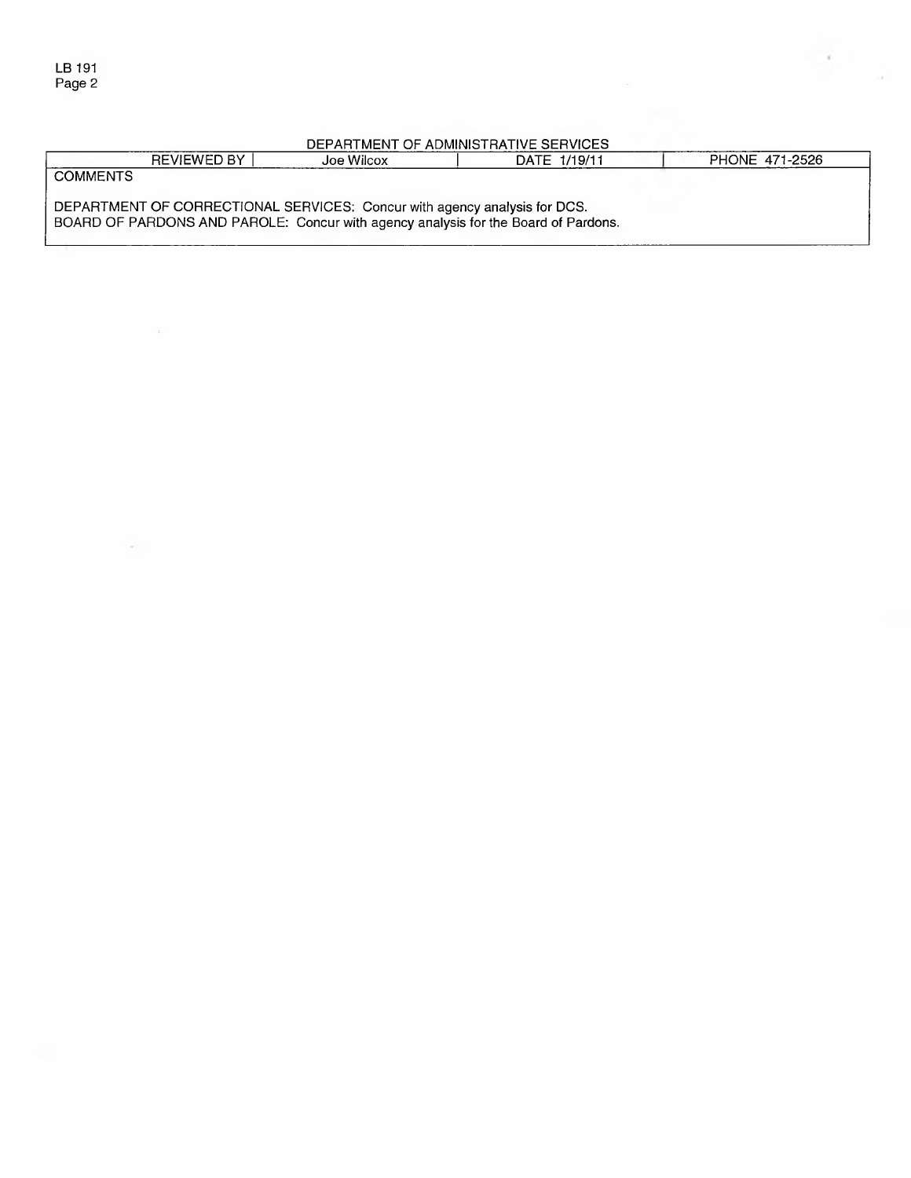DEPARTMENT OF ADMINISTRATIVE SERVICES

| REVIEWED BY | Joe Wilcox | DATE 1/19/11 | PHONE 471-2526 |
|---|---|---|---|

COMMENTS

DEPARTMENT OF CORRECTIONAL SERVICES: Concur with agency analysis for DCS.
BOARD OF PARDONS AND PAROLE: Concur with agency analysis for the Board of Pardons.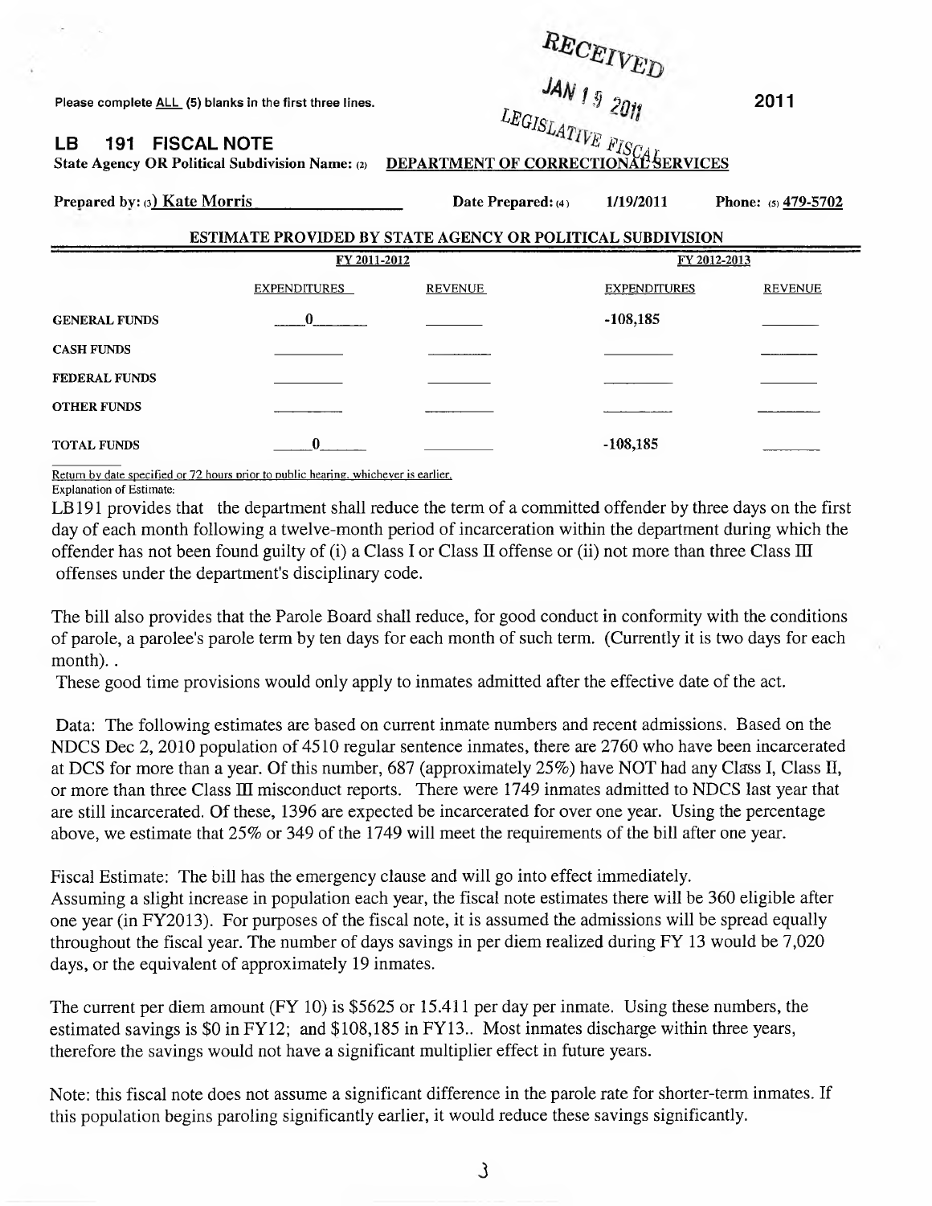RECEIVED

JAN 19 2011

LEGISLATIVE FISCAL

Please complete ALL (5) blanks in the first three lines. **2011**

## LB 191 FISCAL NOTE

**State Agency OR Political Subdivision Name:** (2) DEPARTMENT OF CORRECTIONAL SERVICES

**Prepared by:** (3) Kate Morris **Date Prepared:** (4) 1/19/2011 **Phone:** (5) 479-5702

**ESTIMATE PROVIDED BY STATE AGENCY OR POLITICAL SUBDIVISION**

| | FY 2011-2012 | | FY 2012-2013 | |
|---|---|---|---|---|
| | EXPENDITURES | REVENUE | EXPENDITURES | REVENUE |
| GENERAL FUNDS | 0 | | -108,185 | |
| CASH FUNDS | | | | |
| FEDERAL FUNDS | | | | |
| OTHER FUNDS | | | | |
| TOTAL FUNDS | 0 | | -108,185 | |

Return by date specified or 72 hours prior to public hearing, whichever is earlier.

Explanation of Estimate:

LB191 provides that the department shall reduce the term of a committed offender by three days on the first day of each month following a twelve-month period of incarceration within the department during which the offender has not been found guilty of (i) a Class I or Class II offense or (ii) not more than three Class III offenses under the department's disciplinary code.

The bill also provides that the Parole Board shall reduce, for good conduct in conformity with the conditions of parole, a parolee's parole term by ten days for each month of such term. (Currently it is two days for each month). .

These good time provisions would only apply to inmates admitted after the effective date of the act.

Data: The following estimates are based on current inmate numbers and recent admissions. Based on the NDCS Dec 2, 2010 population of 4510 regular sentence inmates, there are 2760 who have been incarcerated at DCS for more than a year. Of this number, 687 (approximately 25%) have NOT had any Class I, Class II, or more than three Class III misconduct reports. There were 1749 inmates admitted to NDCS last year that are still incarcerated. Of these, 1396 are expected be incarcerated for over one year. Using the percentage above, we estimate that 25% or 349 of the 1749 will meet the requirements of the bill after one year.

Fiscal Estimate: The bill has the emergency clause and will go into effect immediately.
Assuming a slight increase in population each year, the fiscal note estimates there will be 360 eligible after one year (in FY2013). For purposes of the fiscal note, it is assumed the admissions will be spread equally throughout the fiscal year. The number of days savings in per diem realized during FY 13 would be 7,020 days, or the equivalent of approximately 19 inmates.

The current per diem amount (FY 10) is $5625 or 15.411 per day per inmate. Using these numbers, the estimated savings is $0 in FY12; and $108,185 in FY13.. Most inmates discharge within three years, therefore the savings would not have a significant multiplier effect in future years.

Note: this fiscal note does not assume a significant difference in the parole rate for shorter-term inmates. If this population begins paroling significantly earlier, it would reduce these savings significantly.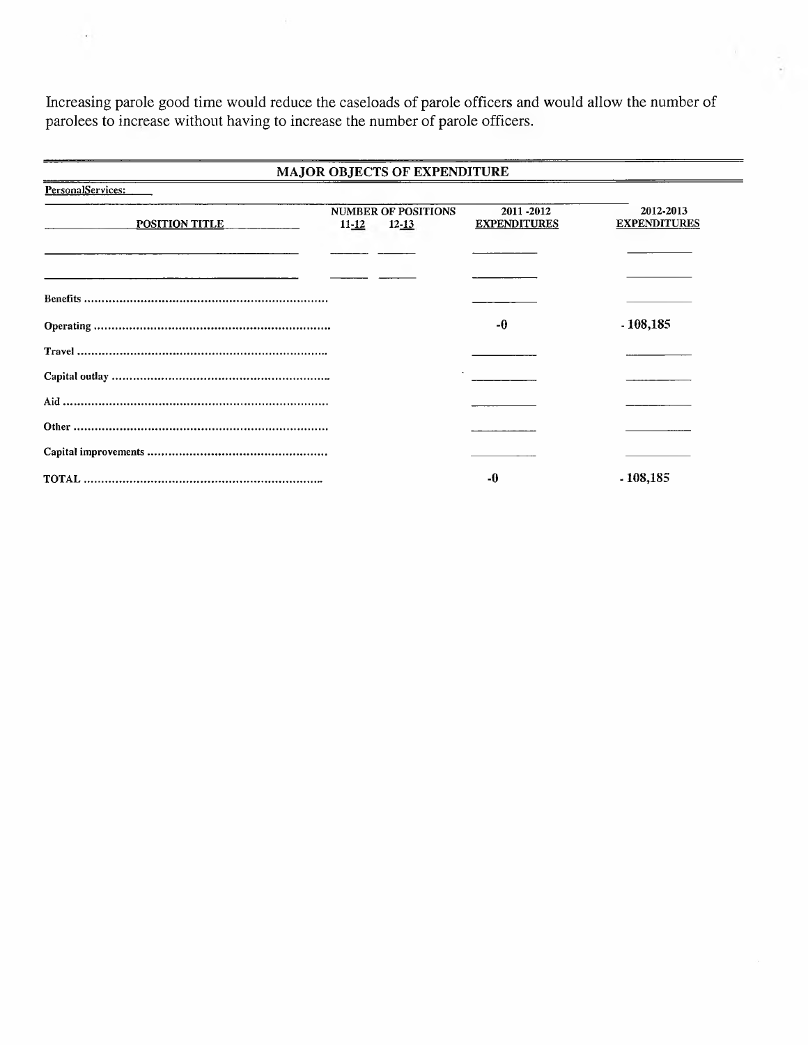Increasing parole good time would reduce the caseloads of parole officers and would allow the number of parolees to increase without having to increase the number of parole officers.

## MAJOR OBJECTS OF EXPENDITURE

Personal Services:

| POSITION TITLE | NUMBER OF POSITIONS 11-12 | 12-13 | 2011-2012 EXPENDITURES | 2012-2013 EXPENDITURES |
|---|---|---|---|---|
| | | | | |
| | | | | |
| Benefits | | | | |
| Operating | | | -0 | - 108,185 |
| Travel | | | | |
| Capital outlay | | | | |
| Aid | | | | |
| Other | | | | |
| Capital improvements | | | | |
| TOTAL | | | -0 | - 108,185 |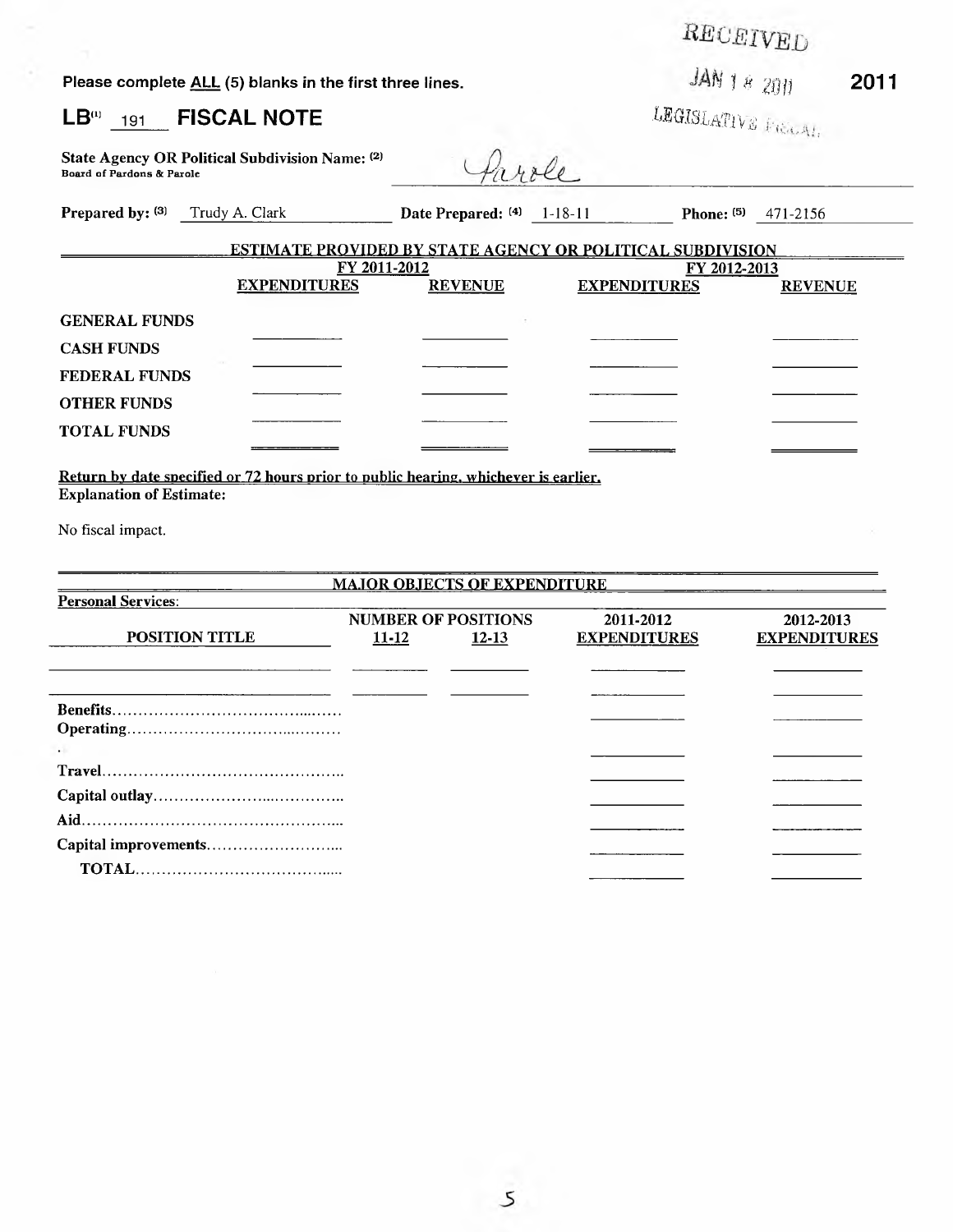RECEIVED

JAN 18 2011

LEGISLATIVE FISCAL

**2011**

**Please complete ALL (5) blanks in the first three lines.**

# LB[1] 191 FISCAL NOTE

**State Agency OR Political Subdivision Name:** [2] Parole
Board of Pardons & Parole

**Prepared by:** [3] Trudy A. Clark **Date Prepared:** [4] 1-18-11 **Phone:** [5] 471-2156

**ESTIMATE PROVIDED BY STATE AGENCY OR POLITICAL SUBDIVISION**

| | FY 2011-2012 | | FY 2012-2013 | |
|---|---|---|---|---|
| | **EXPENDITURES** | **REVENUE** | **EXPENDITURES** | **REVENUE** |
| **GENERAL FUNDS** | | | | |
| **CASH FUNDS** | | | | |
| **FEDERAL FUNDS** | | | | |
| **OTHER FUNDS** | | | | |
| **TOTAL FUNDS** | | | | |

**Return by date specified or 72 hours prior to public hearing, whichever is earlier.**

**Explanation of Estimate:**

No fiscal impact.

**MAJOR OBJECTS OF EXPENDITURE**

**Personal Services:**

| POSITION TITLE | NUMBER OF POSITIONS 11-12 | NUMBER OF POSITIONS 12-13 | 2011-2012 EXPENDITURES | 2012-2013 EXPENDITURES |
|---|---|---|---|---|
| | | | | |
| | | | | |
| **Benefits** | | | | |
| **Operating** | | | | |
| **Travel** | | | | |
| **Capital outlay** | | | | |
| **Aid** | | | | |
| **Capital improvements** | | | | |
| **TOTAL** | | | | |